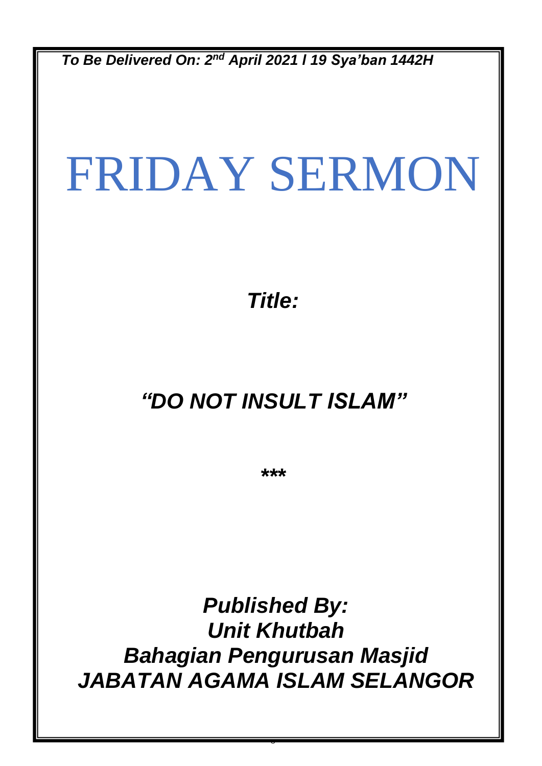*To Be Delivered On: 2nd April 2021 l 19 Sya'ban 1442H*

# FRIDAY SERMON

***Title:***

## *"DO NOT INSULT ISLAM"*

***

***Published By:***
***Unit Khutbah***
***Bahagian Pengurusan Masjid***
***JABATAN AGAMA ISLAM SELANGOR***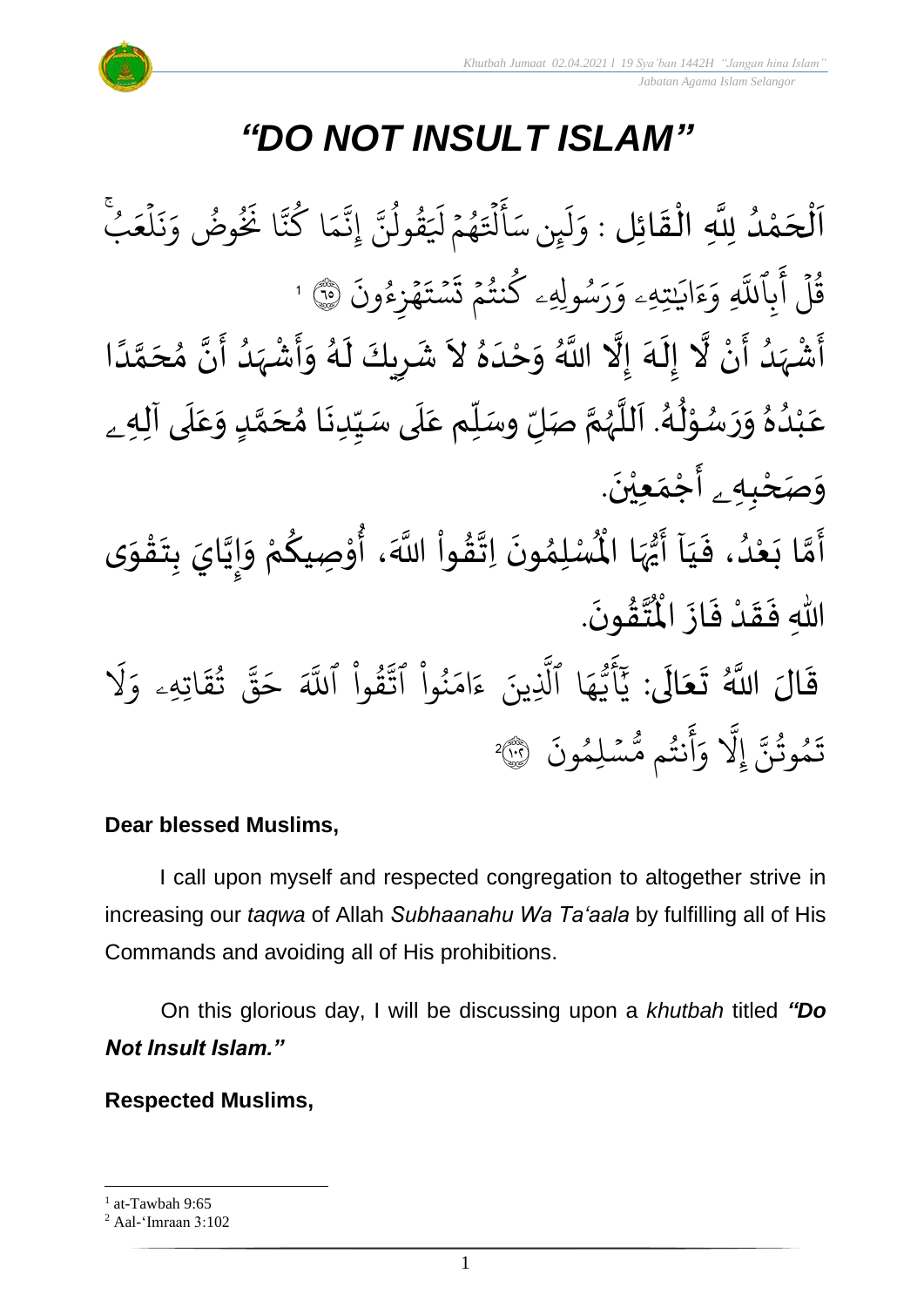# *"DO NOT INSULT ISLAM"*

اَلْحَمْدُ لِلَّهِ الْقَائِل : وَلَئِن سَأَلْتَهُمْ لَيَقُولُنَّ إِنَّمَا كُنَّا نَخُوضُ وَنَلْعَبُۚ قُلْ أَبِٱللَّهِ وَءَايَٰتِهِۦ وَرَسُولِهِۦ كُنتُمْ تَسْتَهْزِءُونَ ﴿٦٥﴾ [1]

أَشْهَدُ أَنْ لَّا إِلَهَ إِلَّا اللَّهُ وَحْدَهُ لاَ شَرِيكَ لَهُ وَأَشْهَدُ أَنَّ مُحَمَّدًا عَبْدُهُ وَرَسُوْلُهُ. اَللَّهُمَّ صَلِّ وسَلِّم عَلَى سَيِّدِنَا مُحَمَّدٍ وَعَلَى آلِهِ وَصَحْبِهِ أَجْمَعِيْنَ.

أَمَّا بَعْدُ، فَيَا أَيُّهَا الْمُسْلِمُونَ اِتَّقُواْ اللَّهَ، أُوْصِيكُمْ وَإِيَّايَ بِتَقْوَى اللهِ فَقَدْ فَازَ الْمُتَّقُونَ.

قَالَ اللَّهُ تَعَالَى: يَٰٓأَيُّهَا ٱلَّذِينَ ءَامَنُواْ ٱتَّقُواْ ٱللَّهَ حَقَّ تُقَاتِهِۦ وَلَا تَمُوتُنَّ إِلَّا وَأَنتُم مُّسْلِمُونَ ﴿١٠٢﴾ [2]

**Dear blessed Muslims,**

I call upon myself and respected congregation to altogether strive in increasing our *taqwa* of Allah *Subhaanahu Wa Ta'aala* by fulfilling all of His Commands and avoiding all of His prohibitions.

On this glorious day, I will be discussing upon a *khutbah* titled ***"Do Not Insult Islam."***

**Respected Muslims,**

---

[1] at-Tawbah 9:65

[2] Aal-'Imraan 3:102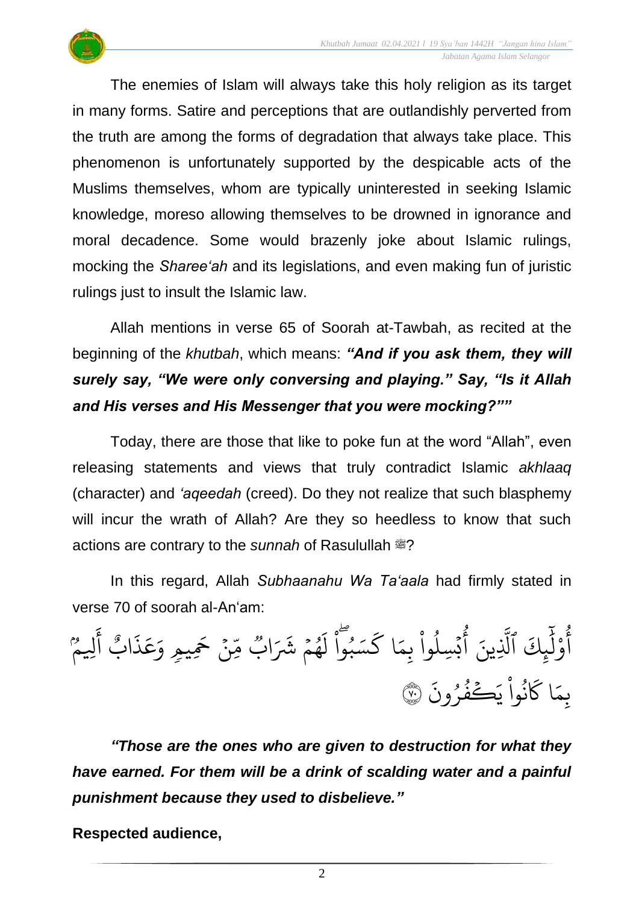The enemies of Islam will always take this holy religion as its target in many forms. Satire and perceptions that are outlandishly perverted from the truth are among the forms of degradation that always take place. This phenomenon is unfortunately supported by the despicable acts of the Muslims themselves, whom are typically uninterested in seeking Islamic knowledge, moreso allowing themselves to be drowned in ignorance and moral decadence. Some would brazenly joke about Islamic rulings, mocking the *Sharee'ah* and its legislations, and even making fun of juristic rulings just to insult the Islamic law.

Allah mentions in verse 65 of Soorah at-Tawbah, as recited at the beginning of the *khutbah*, which means: ***"And if you ask them, they will surely say, "We were only conversing and playing." Say, "Is it Allah and His verses and His Messenger that you were mocking?""***

Today, there are those that like to poke fun at the word "Allah", even releasing statements and views that truly contradict Islamic *akhlaaq* (character) and *'aqeedah* (creed). Do they not realize that such blasphemy will incur the wrath of Allah? Are they so heedless to know that such actions are contrary to the *sunnah* of Rasulullah ﷺ?

In this regard, Allah *Subhaanahu Wa Ta'aala* had firmly stated in verse 70 of soorah al-An'am:

أُوْلَٰٓئِكَ ٱلَّذِينَ أُبْسِلُواْ بِمَا كَسَبُواْۖ لَهُمْ شَرَابٌ مِّنْ حَمِيمٍ وَعَذَابٌ أَلِيمُۢ بِمَا كَانُواْ يَكْفُرُونَ ۝٧٠

***"Those are the ones who are given to destruction for what they have earned. For them will be a drink of scalding water and a painful punishment because they used to disbelieve."***

**Respected audience,**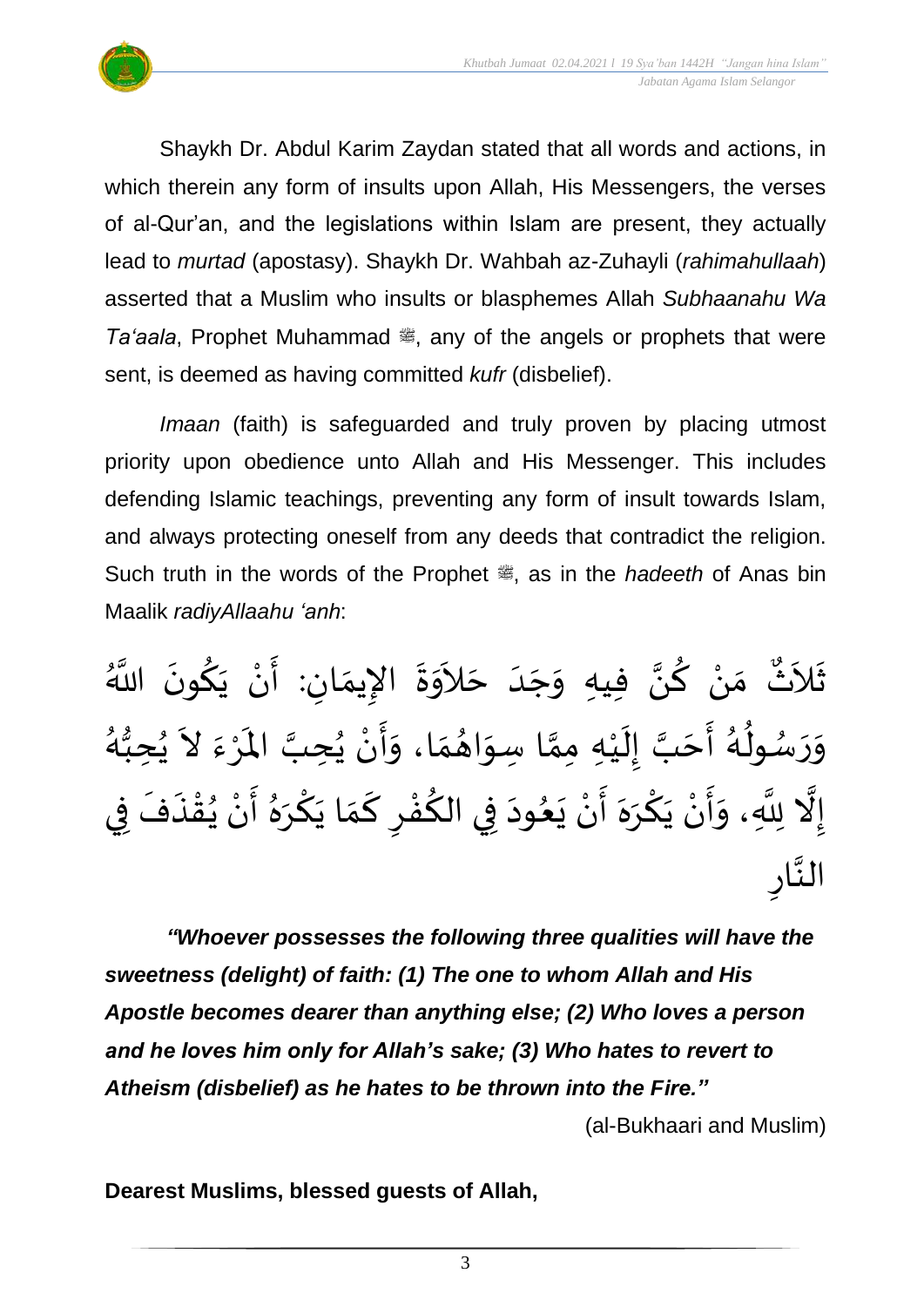Shaykh Dr. Abdul Karim Zaydan stated that all words and actions, in which therein any form of insults upon Allah, His Messengers, the verses of al-Qur'an, and the legislations within Islam are present, they actually lead to *murtad* (apostasy). Shaykh Dr. Wahbah az-Zuhayli (*rahimahullaah*) asserted that a Muslim who insults or blasphemes Allah *Subhaanahu Wa Ta'aala*, Prophet Muhammad ﷺ, any of the angels or prophets that were sent, is deemed as having committed *kufr* (disbelief).

*Imaan* (faith) is safeguarded and truly proven by placing utmost priority upon obedience unto Allah and His Messenger. This includes defending Islamic teachings, preventing any form of insult towards Islam, and always protecting oneself from any deeds that contradict the religion. Such truth in the words of the Prophet ﷺ, as in the *hadeeth* of Anas bin Maalik *radiyAllaahu 'anh*:

ثَلاَثٌ مَنْ كُنَّ فِيهِ وَجَدَ حَلاَوَةَ الإِيمَانِ: أَنْ يَكُونَ اللَّهُ وَرَسُولُهُ أَحَبَّ إِلَيْهِ مِمَّا سِوَاهُمَا، وَأَنْ يُحِبَّ الْمَرْءَ لاَ يُحِبُّهُ إِلَّا لِلَّهِ، وَأَنْ يَكْرَهَ أَنْ يَعُودَ فِي الكُفْرِ كَمَا يَكْرَهُ أَنْ يُقْذَفَ فِي النَّارِ

***"Whoever possesses the following three qualities will have the sweetness (delight) of faith: (1) The one to whom Allah and His Apostle becomes dearer than anything else; (2) Who loves a person and he loves him only for Allah's sake; (3) Who hates to revert to Atheism (disbelief) as he hates to be thrown into the Fire."***

(al-Bukhaari and Muslim)

**Dearest Muslims, blessed guests of Allah,**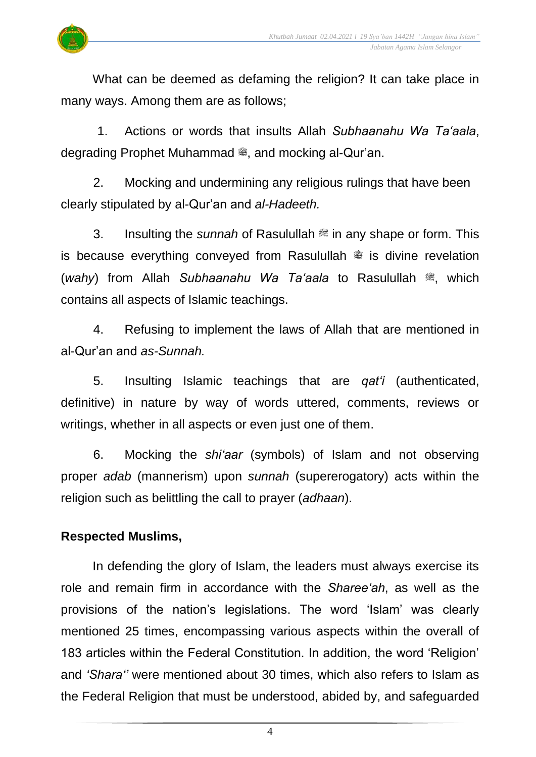What can be deemed as defaming the religion? It can take place in many ways. Among them are as follows;

1. Actions or words that insults Allah *Subhaanahu Wa Ta'aala*, degrading Prophet Muhammad ﷺ, and mocking al-Qur'an.

2. Mocking and undermining any religious rulings that have been clearly stipulated by al-Qur'an and *al-Hadeeth.*

3. Insulting the *sunnah* of Rasulullah ﷺ in any shape or form. This is because everything conveyed from Rasulullah ﷺ is divine revelation (*wahy*) from Allah *Subhaanahu Wa Ta'aala* to Rasulullah ﷺ, which contains all aspects of Islamic teachings.

4. Refusing to implement the laws of Allah that are mentioned in al-Qur'an and *as-Sunnah.*

5. Insulting Islamic teachings that are *qat'i* (authenticated, definitive) in nature by way of words uttered, comments, reviews or writings, whether in all aspects or even just one of them.

6. Mocking the *shi'aar* (symbols) of Islam and not observing proper *adab* (mannerism) upon *sunnah* (supererogatory) acts within the religion such as belittling the call to prayer (*adhaan*).

**Respected Muslims,**

In defending the glory of Islam, the leaders must always exercise its role and remain firm in accordance with the *Sharee'ah*, as well as the provisions of the nation's legislations. The word 'Islam' was clearly mentioned 25 times, encompassing various aspects within the overall of 183 articles within the Federal Constitution. In addition, the word 'Religion' and *'Shara''* were mentioned about 30 times, which also refers to Islam as the Federal Religion that must be understood, abided by, and safeguarded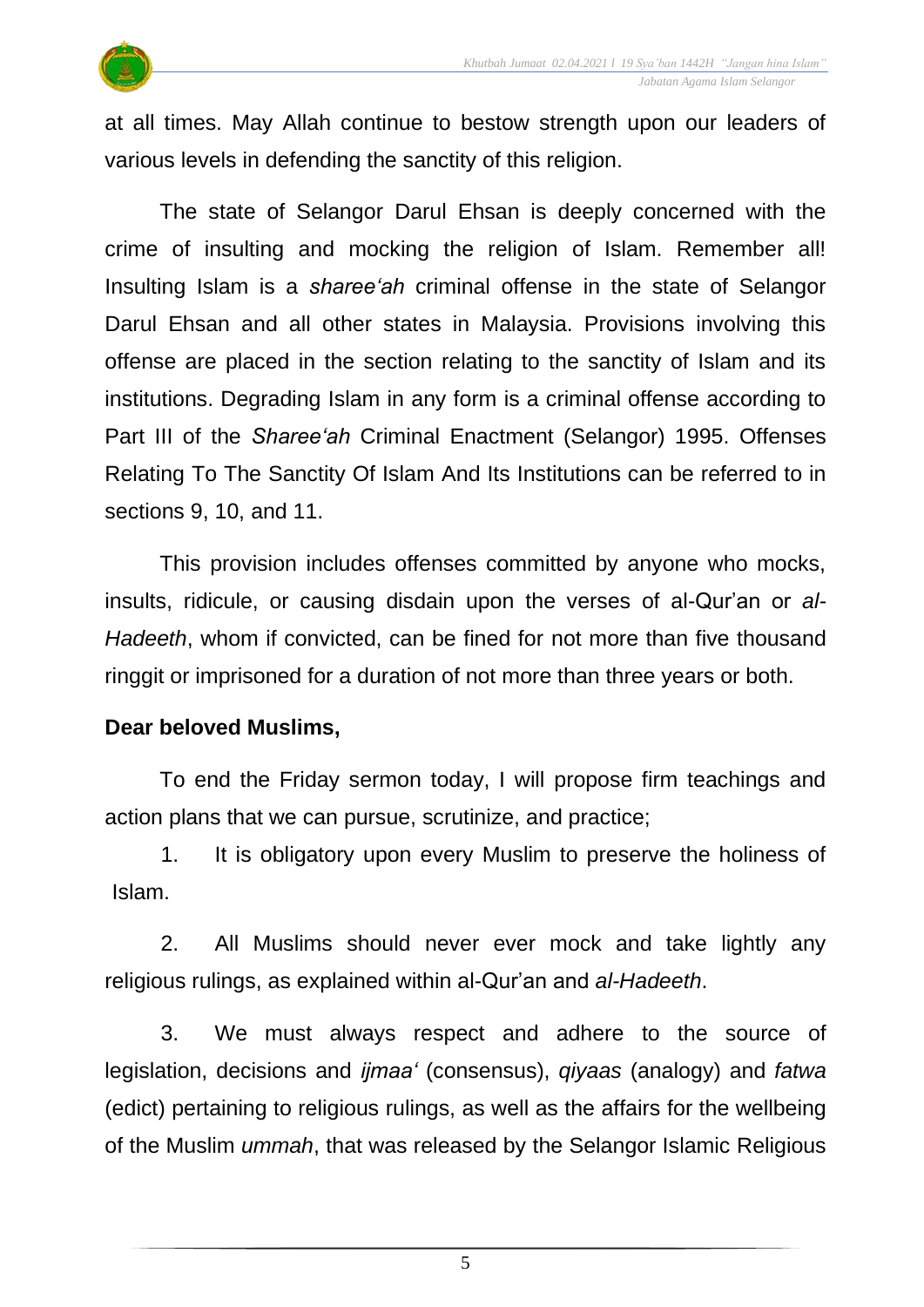at all times. May Allah continue to bestow strength upon our leaders of various levels in defending the sanctity of this religion.

The state of Selangor Darul Ehsan is deeply concerned with the crime of insulting and mocking the religion of Islam. Remember all! Insulting Islam is a *sharee'ah* criminal offense in the state of Selangor Darul Ehsan and all other states in Malaysia. Provisions involving this offense are placed in the section relating to the sanctity of Islam and its institutions. Degrading Islam in any form is a criminal offense according to Part III of the *Sharee'ah* Criminal Enactment (Selangor) 1995. Offenses Relating To The Sanctity Of Islam And Its Institutions can be referred to in sections 9, 10, and 11.

This provision includes offenses committed by anyone who mocks, insults, ridicule, or causing disdain upon the verses of al-Qur'an or *al-Hadeeth*, whom if convicted, can be fined for not more than five thousand ringgit or imprisoned for a duration of not more than three years or both.

**Dear beloved Muslims,**

To end the Friday sermon today, I will propose firm teachings and action plans that we can pursue, scrutinize, and practice;

1. It is obligatory upon every Muslim to preserve the holiness of Islam.

2. All Muslims should never ever mock and take lightly any religious rulings, as explained within al-Qur'an and *al-Hadeeth*.

3. We must always respect and adhere to the source of legislation, decisions and *ijmaa'* (consensus), *qiyaas* (analogy) and *fatwa* (edict) pertaining to religious rulings, as well as the affairs for the wellbeing of the Muslim *ummah*, that was released by the Selangor Islamic Religious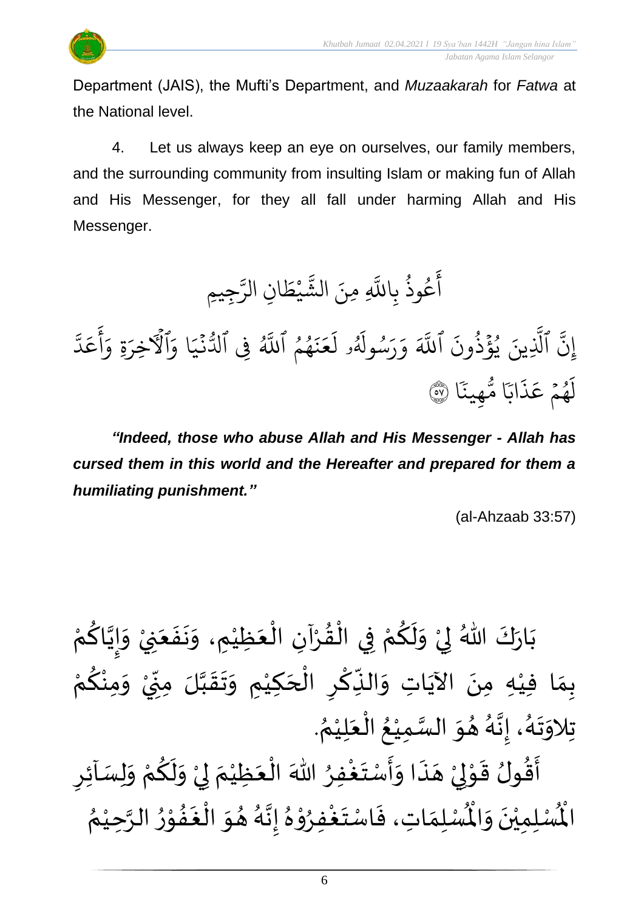Department (JAIS), the Mufti's Department, and *Muzaakarah* for *Fatwa* at the National level.

4. Let us always keep an eye on ourselves, our family members, and the surrounding community from insulting Islam or making fun of Allah and His Messenger, for they all fall under harming Allah and His Messenger.

أَعُوذُ بِاللَّهِ مِنَ الشَّيْطَانِ الرَّجِيمِ

إِنَّ ٱلَّذِينَ يُؤْذُونَ ٱللَّهَ وَرَسُولَهُۥ لَعَنَهُمُ ٱللَّهُ فِى ٱلدُّنْيَا وَٱلْءَاخِرَةِ وَأَعَدَّ لَهُمْ عَذَابًا مُّهِينًا ﴿٥٧﴾

***"Indeed, those who abuse Allah and His Messenger - Allah has cursed them in this world and the Hereafter and prepared for them a humiliating punishment."***

(al-Ahzaab 33:57)

بَارَكَ اللهُ لِيْ وَلَكُمْ فِي الْقُرْآنِ الْعَظِيْمِ، وَنَفَعَنِيْ وَإِيَّاكُمْ بِمَا فِيْهِ مِنَ الآيَاتِ وَالذِّكْرِ الْحَكِيْمِ وَتَقَبَّلَ مِنِّيْ وَمِنْكُمْ تِلاوَتَهُ، إِنَّهُ هُوَ السَّمِيْعُ الْعَلِيْمُ.

أَقُولُ قَوْلِيْ هَذَا وَأَسْتَغْفِرُ اللهَ الْعَظِيْمَ لِيْ وَلَكُمْ وَلِسَآئِرِ الْمُسْلِمِيْنَ وَالْمُسْلِمَاتِ، فَاسْتَغْفِرُوْهُ إِنَّهُ هُوَ الْغَفُوْرُ الرَّحِيْمُ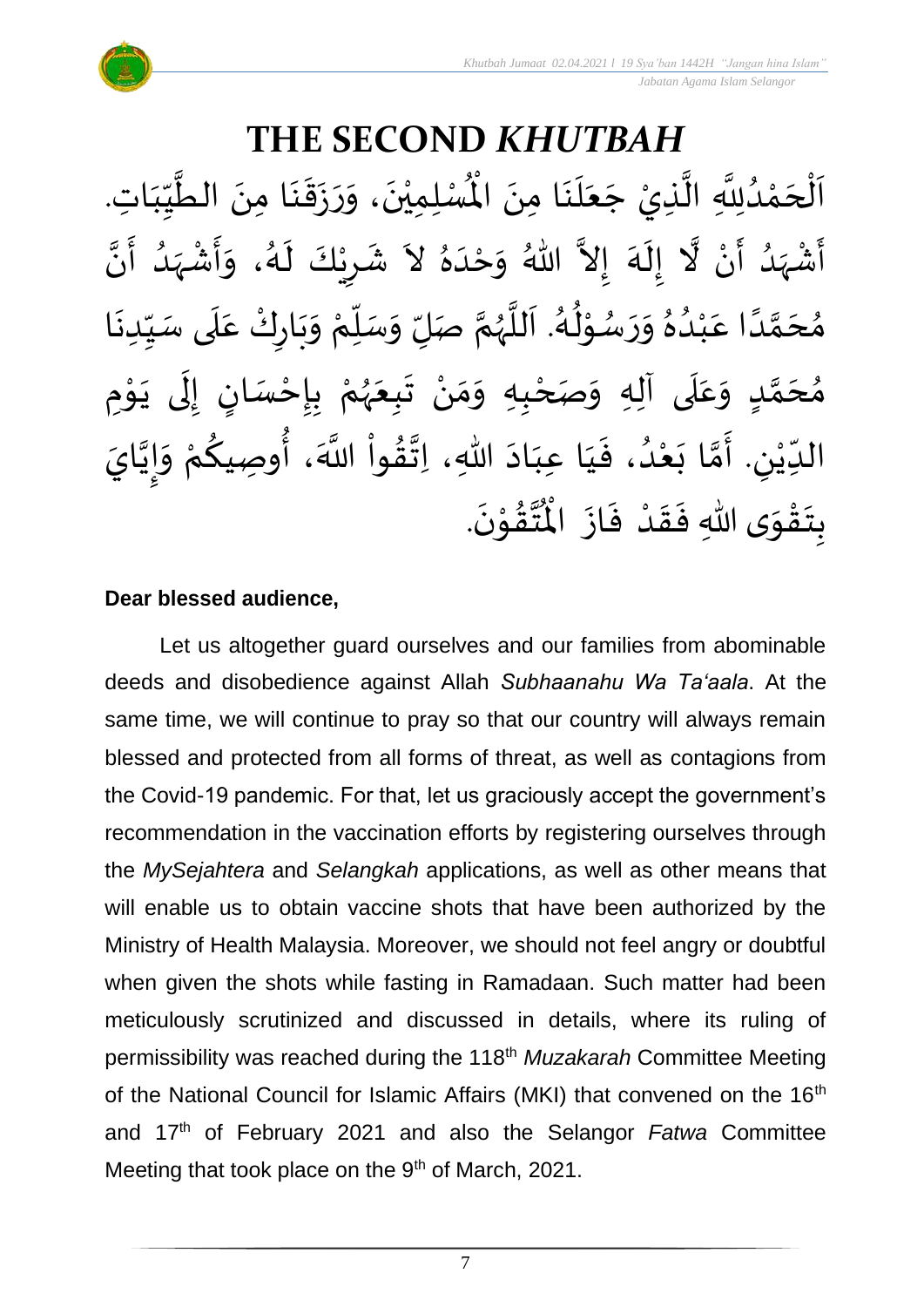# THE SECOND *KHUTBAH*

اَلْحَمْدُلِلَّهِ الَّذِيْ جَعَلَنَا مِنَ الْمُسْلِمِيْنَ، وَرَزَقَنَا مِنَ الطَّيِّبَاتِ. أَشْهَدُ أَنْ لَّا إِلَهَ إِلاَّ اللهُ وَحْدَهُ لاَ شَرِيْكَ لَهُ، وَأَشْهَدُ أَنَّ مُحَمَّدًا عَبْدُهُ وَرَسُوْلُهُ. اَللَّهُمَّ صَلِّ وَسَلِّمْ وَبَارِكْ عَلَى سَيِّدِنَا مُحَمَّدٍ وَعَلَى آلِهِ وَصَحْبِهِ وَمَنْ تَبِعَهُمْ بِإِحْسَانٍ إِلَى يَوْمِ الدِّيْنِ. أَمَّا بَعْدُ، فَيَا عِبَادَ اللهِ، اِتَّقُواْ اللَّهَ، أُوصِيكُمْ وَإِيَّايَ بِتَقْوَى اللهِ فَقَدْ فَازَ الْمُتَّقُوْنَ.

**Dear blessed audience,**

Let us altogether guard ourselves and our families from abominable deeds and disobedience against Allah *Subhaanahu Wa Ta'aala*. At the same time, we will continue to pray so that our country will always remain blessed and protected from all forms of threat, as well as contagions from the Covid-19 pandemic. For that, let us graciously accept the government's recommendation in the vaccination efforts by registering ourselves through the *MySejahtera* and *Selangkah* applications, as well as other means that will enable us to obtain vaccine shots that have been authorized by the Ministry of Health Malaysia. Moreover, we should not feel angry or doubtful when given the shots while fasting in Ramadaan. Such matter had been meticulously scrutinized and discussed in details, where its ruling of permissibility was reached during the 118th *Muzakarah* Committee Meeting of the National Council for Islamic Affairs (MKI) that convened on the 16th and 17th of February 2021 and also the Selangor *Fatwa* Committee Meeting that took place on the 9th of March, 2021.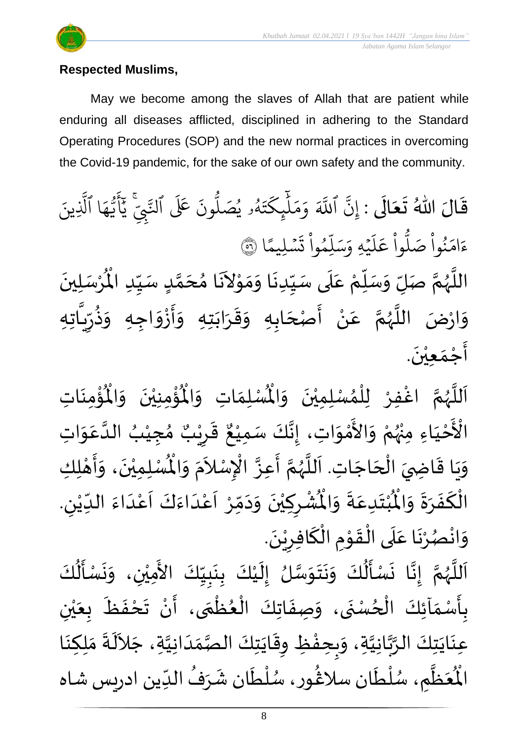**Respected Muslims,**

May we become among the slaves of Allah that are patient while enduring all diseases afflicted, disciplined in adhering to the Standard Operating Procedures (SOP) and the new normal practices in overcoming the Covid-19 pandemic, for the sake of our own safety and the community.

قَالَ اللهُ تَعَالَى : إِنَّ ٱللَّهَ وَمَلَٰٓئِكَتَهُۥ يُصَلُّونَ عَلَى ٱلنَّبِيِّۚ يَٰٓأَيُّهَا ٱلَّذِينَ ءَامَنُواْ صَلُّواْ عَلَيْهِ وَسَلِّمُواْ تَسْلِيمًا ۝٥٦

اللَّهُمَّ صَلِّ وَسَلِّمْ عَلَى سَيِّدِنَا وَمَوْلاَنَا مُحَمَّدٍ سَيِّدِ الْمُرْسَلِينَ وَارْضَ اللَّهُمَّ عَنْ أَصْحَابِهِ وَقَرَابَتِهِ وَأَزْوَاجِهِ وَذُرِّيَّاتِهِ أَجْمَعِيْنَ.

اَللَّهُمَّ اغْفِرْ لِلْمُسْلِمِيْنَ وَالْمُسْلِمَاتِ وَالْمُؤْمِنِيْنَ وَالْمُؤْمِنَاتِ الْأَحْيَاءِ مِنْهُمْ وَالأَمْوَاتِ، إِنَّكَ سَمِيْعٌ قَرِيْبٌ مُجِيْبُ الدَّعَوَاتِ وَيَا قَاضِيَ الْحَاجَاتِ. اَللَّهُمَّ أَعِزَّ الْإِسْلاَمَ وَالْمُسْلِمِيْنَ، وَأَهْلِكِ الْكَفَرَةَ وَالْمُبْتَدِعَةَ وَالْمُشْرِكِيْنَ وَدَمِّرْ اَعْدَاءَكَ اَعْدَاءَ الدِّيْنِ. وَانْصُرْنَا عَلَى الْقَوْمِ الْكَافِرِيْنَ.

اَللَّهُمَّ إِنَّا نَسْأَلُكَ وَنَتَوَسَّلُ إِلَيْكَ بِنَبِيِّكَ الأَمِيْنِ، وَنَسْأَلُكَ بِأَسْمَآئِكَ الْحُسْنَى، وَصِفَاتِكَ الْعُظْمَى، أَنْ تَحْفَظَ بِعَيْنِ عِنَايَتِكَ الرَّبَّانِيَّةِ، وَبِحِفْظِ وِقَايَتِكَ الصَّمَدَانِيَّةِ، جَلاَلَةَ مَلِكِنَا الْمُعَظَّمِ، سُلْطَان سلاڠور، سُلْطَان شَرَفُ الدِّين ادريس شاه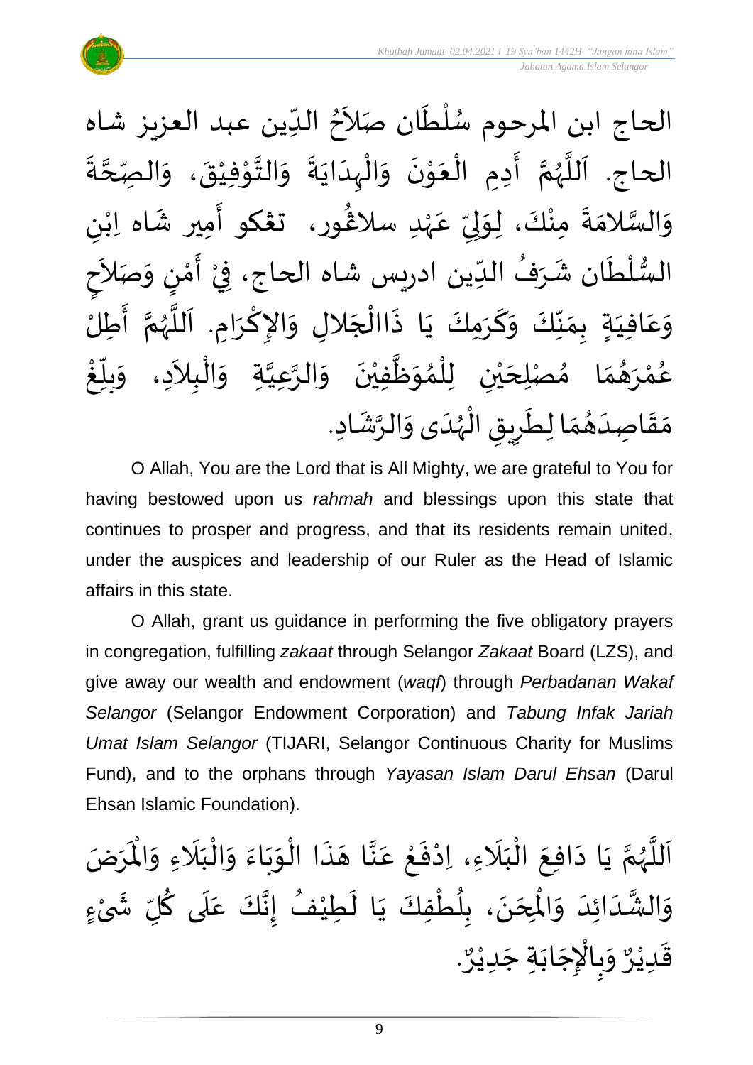الحاج ابن المرحوم سُلْطَان صَلاَحُ الدِّين عبد العزيز شاه الحاج. اَللَّهُمَّ أَدِمِ الْعَوْنَ وَالْهِدَايَةَ وَالتَّوْفِيْقَ، وَالصِّحَّةَ وَالسَّلامَةَ مِنْكَ، لِوَلِيِّ عَهْدِ سلاڠور، تڠكو أَمِير شَاه اِبْنِ السُّلْطَان شَرَفُ الدِّين ادريس شاه الحاج، فِيْ أَمْنٍ وَصَلاَحٍ وَعَافِيَةٍ بِمَنِّكَ وَكَرَمِكَ يَا ذَاالْجَلالِ وَالإِكْرَامِ. اَللَّهُمَّ أَطِلْ عُمْرَهُمَا مُصْلِحَيْنِ لِلْمُوَظَّفِيْنَ وَالرَّعِيَّةِ وَالْبِلاَدِ، وَبلِّغْ مَقَاصِدَهُمَا لِطَرِيقِ الْهُدَى وَالرَّشَادِ.

O Allah, You are the Lord that is All Mighty, we are grateful to You for having bestowed upon us *rahmah* and blessings upon this state that continues to prosper and progress, and that its residents remain united, under the auspices and leadership of our Ruler as the Head of Islamic affairs in this state.

O Allah, grant us guidance in performing the five obligatory prayers in congregation, fulfilling *zakaat* through Selangor *Zakaat* Board (LZS), and give away our wealth and endowment (*waqf*) through *Perbadanan Wakaf Selangor* (Selangor Endowment Corporation) and *Tabung Infak Jariah Umat Islam Selangor* (TIJARI, Selangor Continuous Charity for Muslims Fund), and to the orphans through *Yayasan Islam Darul Ehsan* (Darul Ehsan Islamic Foundation).

اَللَّهُمَّ يَا دَافِعَ الْبَلَاءِ، اِدْفَعْ عَنَّا هَذَا الْوَبَاءَ وَالْبَلَاءِ وَالْمَرَضَ وَالشَّدَائِدَ وَالْمِحَنَ، بِلُطْفِكَ يَا لَطِيْفُ إِنَّكَ عَلَى كُلِّ شَيْءٍ قَدِيْرٌ وَبِالْإِجَابَةِ جَدِيْرٌ.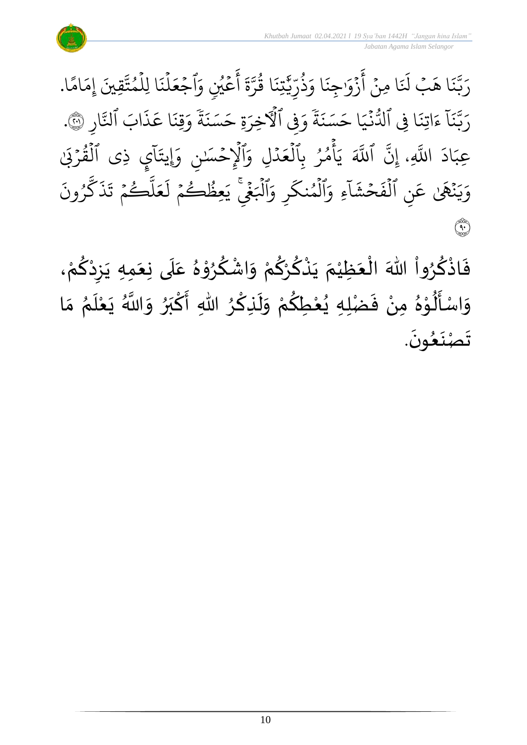رَبَّنَا هَبْ لَنَا مِنْ أَزْوَٰجِنَا وَذُرِّيَّتِنَا قُرَّةَ أَعْيُنٍ وَٱجْعَلْنَا لِلْمُتَّقِينَ إِمَامًا.
رَبَّنَآ ءَاتِنَا فِى ٱلدُّنْيَا حَسَنَةً وَفِى ٱلْءَاخِرَةِ حَسَنَةً وَقِنَا عَذَابَ ٱلنَّارِ ﴿٢٠١﴾.
عِبَادَ اللَّهِ، إِنَّ ٱللَّهَ يَأْمُرُ بِٱلْعَدْلِ وَٱلْإِحْسَٰنِ وَإِيتَآيِٕ ذِى ٱلْقُرْبَىٰ وَيَنْهَىٰ عَنِ ٱلْفَحْشَآءِ وَٱلْمُنكَرِ وَٱلْبَغْىِ ۚ يَعِظُكُمْ لَعَلَّكُمْ تَذَكَّرُونَ ﴿٩٠﴾

فَاذْكُرُواْ اللهَ الْعَظِيْمَ يَذْكُرْكُمْ وَاشْكُرُوْهُ عَلَى نِعَمِهِ يَزِدْكُمْ، وَاسْأَلُوْهُ مِنْ فَضْلِهِ يُعْطِكُمْ وَلَذِكْرُ اللهِ أَكْبَرُ وَاللَّهُ يَعْلَمُ مَا تَصْنَعُونَ.